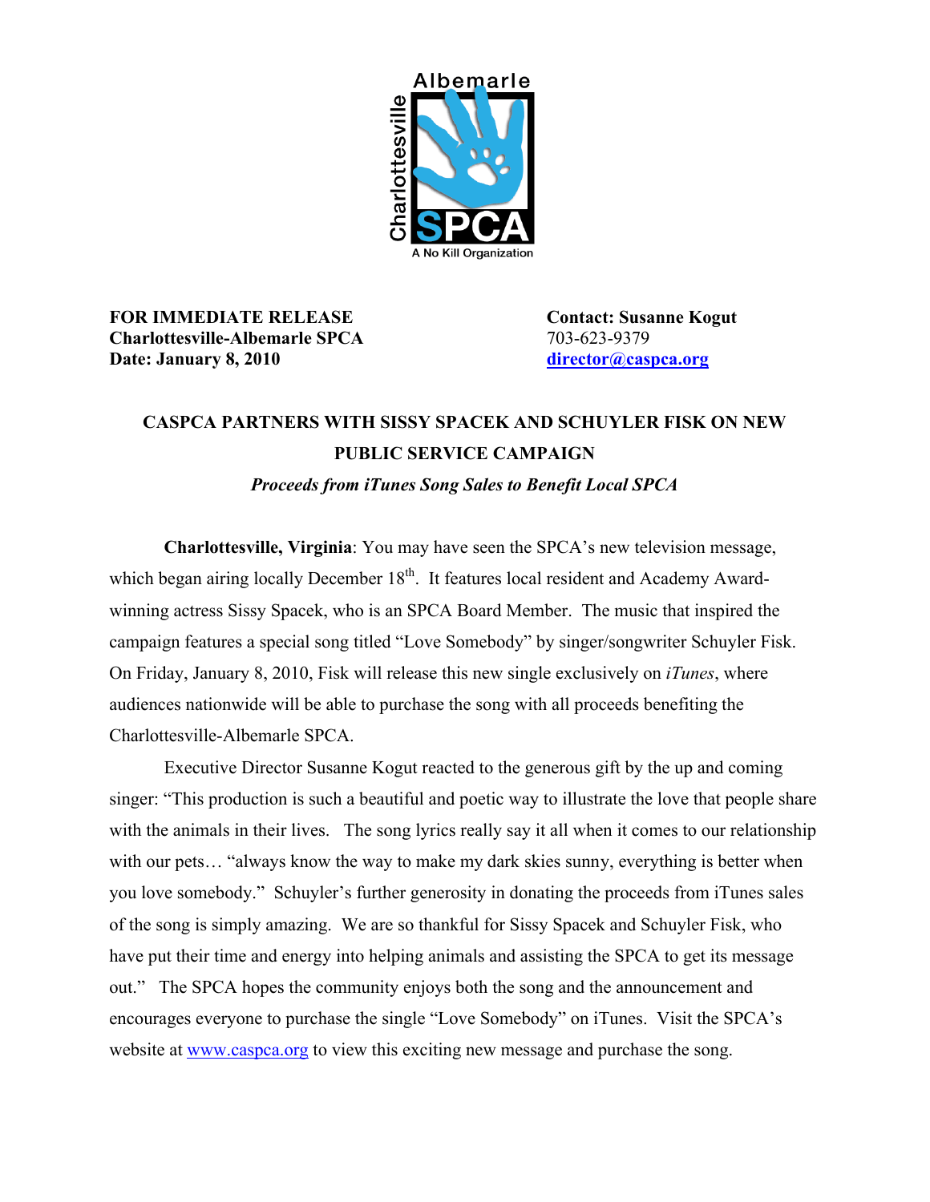**FOR IMMEDIATE RELEASE**
**Charlottesville-Albemarle SPCA**
**Date: January 8, 2010**

**Contact: Susanne Kogut**
703-623-9379
**director@caspca.org**

## CASPCA PARTNERS WITH SISSY SPACEK AND SCHUYLER FISK ON NEW PUBLIC SERVICE CAMPAIGN

***Proceeds from iTunes Song Sales to Benefit Local SPCA***

**Charlottesville, Virginia**: You may have seen the SPCA's new television message, which began airing locally December 18th. It features local resident and Academy Award-winning actress Sissy Spacek, who is an SPCA Board Member. The music that inspired the campaign features a special song titled "Love Somebody" by singer/songwriter Schuyler Fisk. On Friday, January 8, 2010, Fisk will release this new single exclusively on *iTunes*, where audiences nationwide will be able to purchase the song with all proceeds benefiting the Charlottesville-Albemarle SPCA.

Executive Director Susanne Kogut reacted to the generous gift by the up and coming singer: "This production is such a beautiful and poetic way to illustrate the love that people share with the animals in their lives. The song lyrics really say it all when it comes to our relationship with our pets… "always know the way to make my dark skies sunny, everything is better when you love somebody." Schuyler's further generosity in donating the proceeds from iTunes sales of the song is simply amazing. We are so thankful for Sissy Spacek and Schuyler Fisk, who have put their time and energy into helping animals and assisting the SPCA to get its message out." The SPCA hopes the community enjoys both the song and the announcement and encourages everyone to purchase the single "Love Somebody" on iTunes. Visit the SPCA's website at www.caspca.org to view this exciting new message and purchase the song.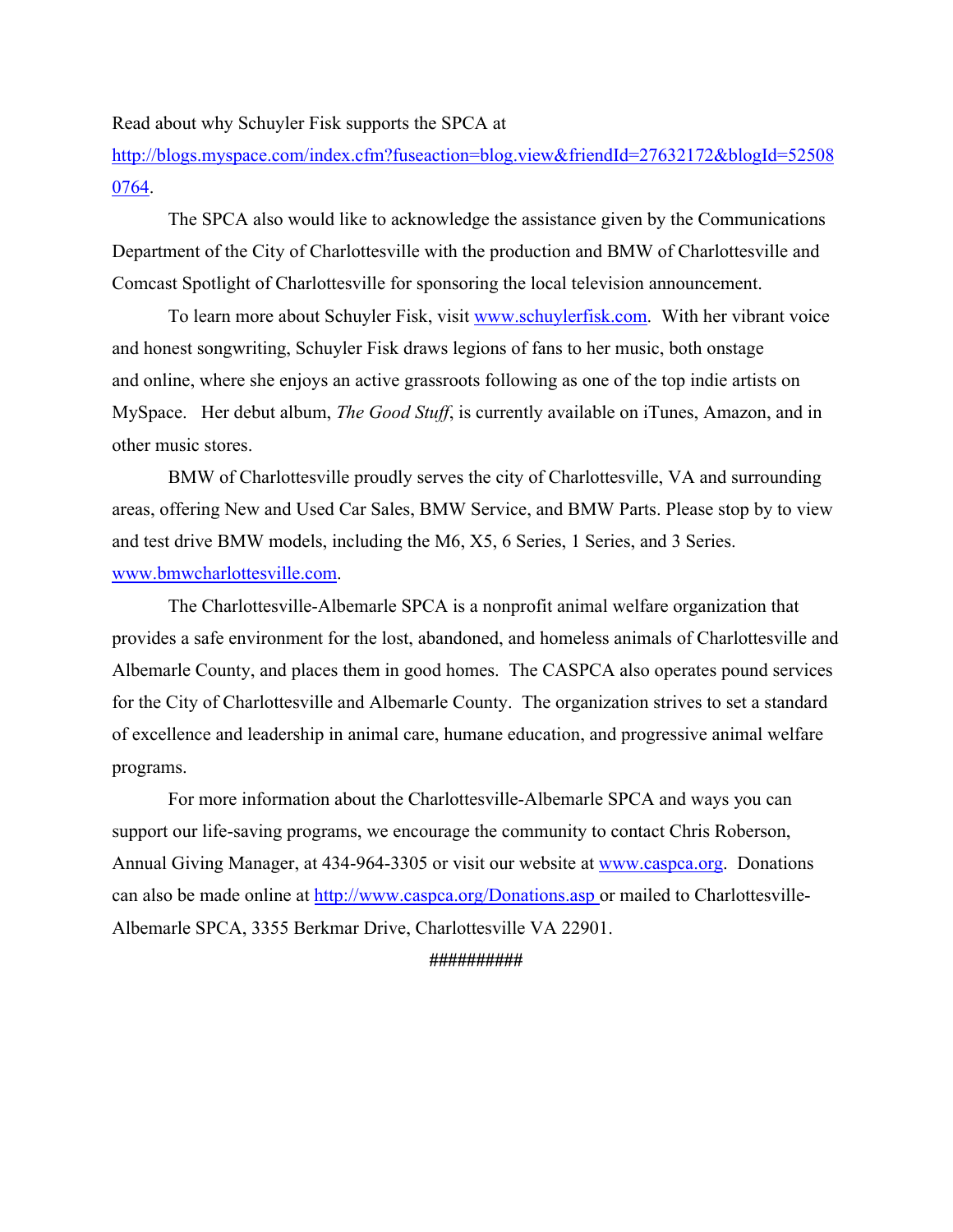Read about why Schuyler Fisk supports the SPCA at http://blogs.myspace.com/index.cfm?fuseaction=blog.view&friendId=27632172&blogId=525080764.

The SPCA also would like to acknowledge the assistance given by the Communications Department of the City of Charlottesville with the production and BMW of Charlottesville and Comcast Spotlight of Charlottesville for sponsoring the local television announcement.

To learn more about Schuyler Fisk, visit www.schuylerfisk.com. With her vibrant voice and honest songwriting, Schuyler Fisk draws legions of fans to her music, both onstage and online, where she enjoys an active grassroots following as one of the top indie artists on MySpace. Her debut album, *The Good Stuff*, is currently available on iTunes, Amazon, and in other music stores.

BMW of Charlottesville proudly serves the city of Charlottesville, VA and surrounding areas, offering New and Used Car Sales, BMW Service, and BMW Parts. Please stop by to view and test drive BMW models, including the M6, X5, 6 Series, 1 Series, and 3 Series. www.bmwcharlottesville.com.

The Charlottesville-Albemarle SPCA is a nonprofit animal welfare organization that provides a safe environment for the lost, abandoned, and homeless animals of Charlottesville and Albemarle County, and places them in good homes. The CASPCA also operates pound services for the City of Charlottesville and Albemarle County. The organization strives to set a standard of excellence and leadership in animal care, humane education, and progressive animal welfare programs.

For more information about the Charlottesville-Albemarle SPCA and ways you can support our life-saving programs, we encourage the community to contact Chris Roberson, Annual Giving Manager, at 434-964-3305 or visit our website at www.caspca.org. Donations can also be made online at http://www.caspca.org/Donations.asp or mailed to Charlottesville-Albemarle SPCA, 3355 Berkmar Drive, Charlottesville VA 22901.

##########